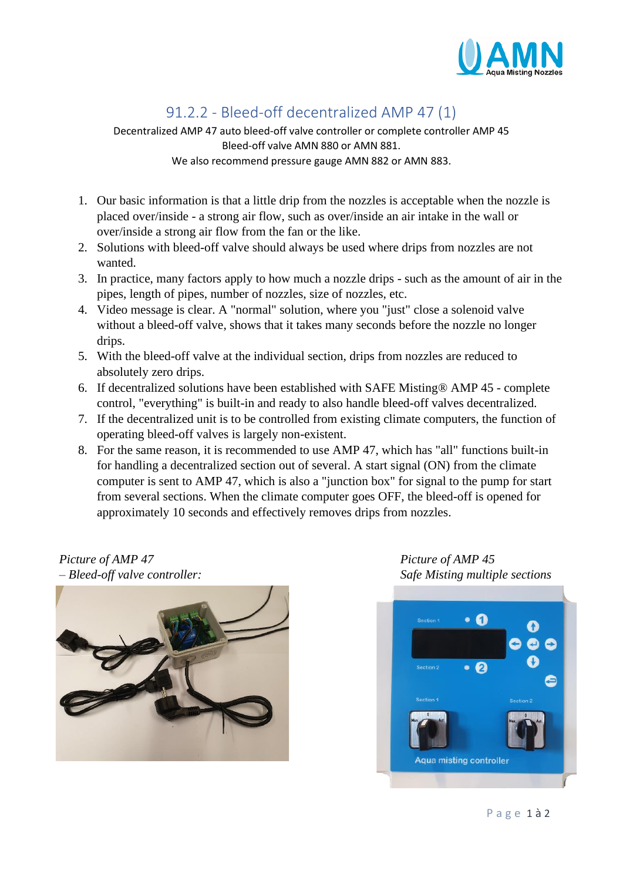# 91.2.2 - Bleed-off decentralized AMP 47 (1)

Decentralized AMP 47 auto bleed-off valve controller or complete controller AMP 45

Bleed-off valve AMN 880 or AMN 881.

We also recommend pressure gauge AMN 882 or AMN 883.

1. Our basic information is that a little drip from the nozzles is acceptable when the nozzle is placed over/inside - a strong air flow, such as over/inside an air intake in the wall or over/inside a strong air flow from the fan or the like.
2. Solutions with bleed-off valve should always be used where drips from nozzles are not wanted.
3. In practice, many factors apply to how much a nozzle drips - such as the amount of air in the pipes, length of pipes, number of nozzles, size of nozzles, etc.
4. Video message is clear. A "normal" solution, where you "just" close a solenoid valve without a bleed-off valve, shows that it takes many seconds before the nozzle no longer drips.
5. With the bleed-off valve at the individual section, drips from nozzles are reduced to absolutely zero drips.
6. If decentralized solutions have been established with SAFE Misting® AMP 45 - complete control, "everything" is built-in and ready to also handle bleed-off valves decentralized.
7. If the decentralized unit is to be controlled from existing climate computers, the function of operating bleed-off valves is largely non-existent.
8. For the same reason, it is recommended to use AMP 47, which has "all" functions built-in for handling a decentralized section out of several. A start signal (ON) from the climate computer is sent to AMP 47, which is also a "junction box" for signal to the pump for start from several sections. When the climate computer goes OFF, the bleed-off is opened for approximately 10 seconds and effectively removes drips from nozzles.

*Picture of AMP 47*
*– Bleed-off valve controller:*

*Picture of AMP 45*
*Safe Misting multiple sections*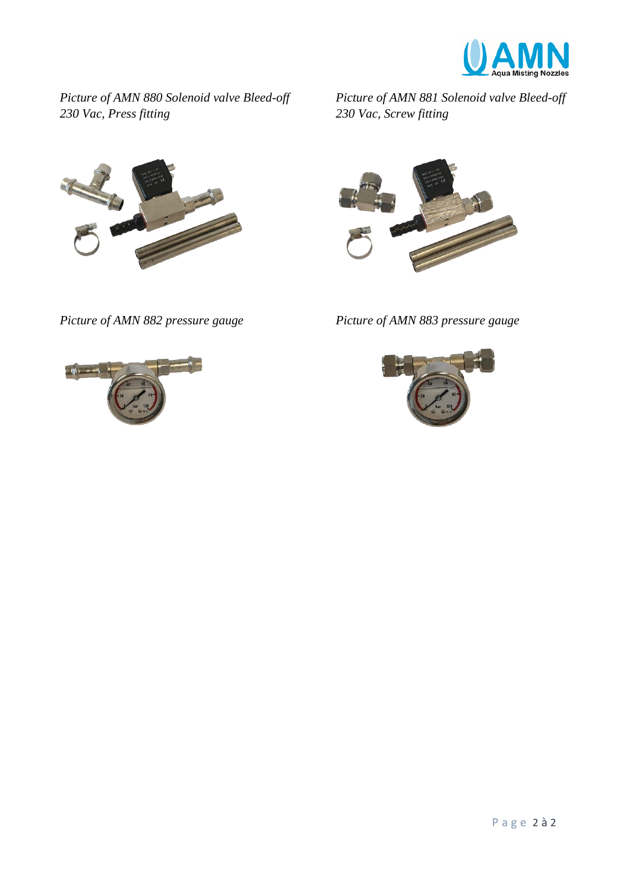*Picture of AMN 880 Solenoid valve Bleed-off 230 Vac, Press fitting*

*Picture of AMN 881 Solenoid valve Bleed-off 230 Vac, Screw fitting*

*Picture of AMN 882 pressure gauge*

*Picture of AMN 883 pressure gauge*